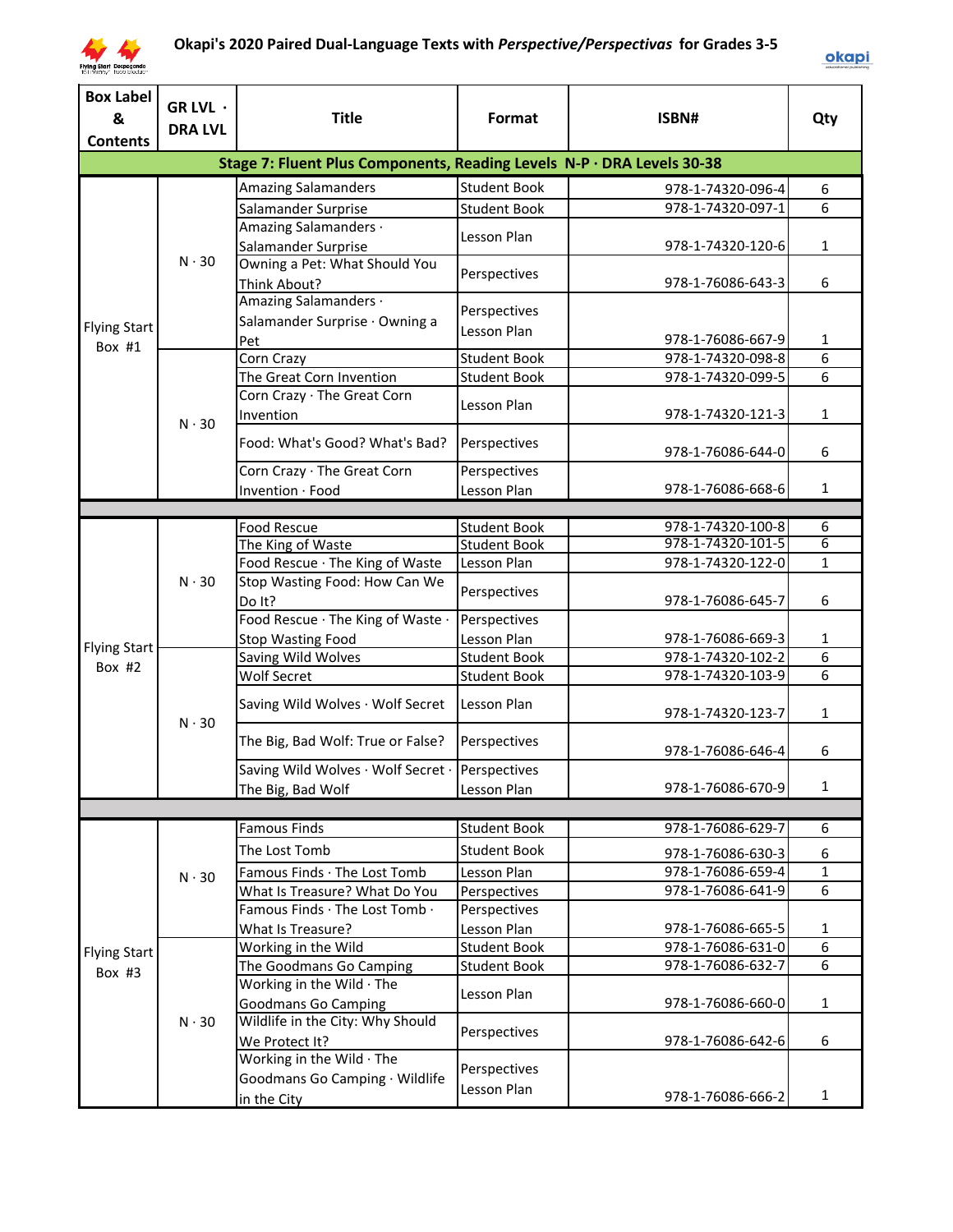# Okapi's 2020 Paired Dual-Language Texts with *Perspective/Perspectivas* for Grades 3-5

| Box Label & Contents | GR LVL · DRA LVL | Title | Format | ISBN# | Qty |
|---|---|---|---|---|---|
| **Stage 7: Fluent Plus Components, Reading Levels N-P · DRA Levels 30-38** | | | | | |
| Flying Start Box #1 | N · 30 | Amazing Salamanders | Student Book | 978-1-74320-096-4 | 6 |
| | | Salamander Surprise | Student Book | 978-1-74320-097-1 | 6 |
| | | Amazing Salamanders · Salamander Surprise | Lesson Plan | 978-1-74320-120-6 | 1 |
| | | Owning a Pet: What Should You Think About? | Perspectives | 978-1-76086-643-3 | 6 |
| | | Amazing Salamanders · Salamander Surprise · Owning a Pet | Perspectives Lesson Plan | 978-1-76086-667-9 | 1 |
| | N · 30 | Corn Crazy | Student Book | 978-1-74320-098-8 | 6 |
| | | The Great Corn Invention | Student Book | 978-1-74320-099-5 | 6 |
| | | Corn Crazy · The Great Corn Invention | Lesson Plan | 978-1-74320-121-3 | 1 |
| | | Food: What's Good? What's Bad? | Perspectives | 978-1-76086-644-0 | 6 |
| | | Corn Crazy · The Great Corn Invention · Food | Perspectives Lesson Plan | 978-1-76086-668-6 | 1 |
| Flying Start Box #2 | N · 30 | Food Rescue | Student Book | 978-1-74320-100-8 | 6 |
| | | The King of Waste | Student Book | 978-1-74320-101-5 | 6 |
| | | Food Rescue · The King of Waste | Lesson Plan | 978-1-74320-122-0 | 1 |
| | | Stop Wasting Food: How Can We Do It? | Perspectives | 978-1-76086-645-7 | 6 |
| | | Food Rescue · The King of Waste · Stop Wasting Food | Perspectives Lesson Plan | 978-1-76086-669-3 | 1 |
| | N · 30 | Saving Wild Wolves | Student Book | 978-1-74320-102-2 | 6 |
| | | Wolf Secret | Student Book | 978-1-74320-103-9 | 6 |
| | | Saving Wild Wolves · Wolf Secret | Lesson Plan | 978-1-74320-123-7 | 1 |
| | | The Big, Bad Wolf: True or False? | Perspectives | 978-1-76086-646-4 | 6 |
| | | Saving Wild Wolves · Wolf Secret · The Big, Bad Wolf | Perspectives Lesson Plan | 978-1-76086-670-9 | 1 |
| Flying Start Box #3 | N · 30 | Famous Finds | Student Book | 978-1-76086-629-7 | 6 |
| | | The Lost Tomb | Student Book | 978-1-76086-630-3 | 6 |
| | | Famous Finds · The Lost Tomb | Lesson Plan | 978-1-76086-659-4 | 1 |
| | | What Is Treasure? What Do You | Perspectives | 978-1-76086-641-9 | 6 |
| | | Famous Finds · The Lost Tomb · What Is Treasure? | Perspectives Lesson Plan | 978-1-76086-665-5 | 1 |
| | N · 30 | Working in the Wild | Student Book | 978-1-76086-631-0 | 6 |
| | | The Goodmans Go Camping | Student Book | 978-1-76086-632-7 | 6 |
| | | Working in the Wild · The Goodmans Go Camping | Lesson Plan | 978-1-76086-660-0 | 1 |
| | | Wildlife in the City: Why Should We Protect It? | Perspectives | 978-1-76086-642-6 | 6 |
| | | Working in the Wild · The Goodmans Go Camping · Wildlife in the City | Perspectives Lesson Plan | 978-1-76086-666-2 | 1 |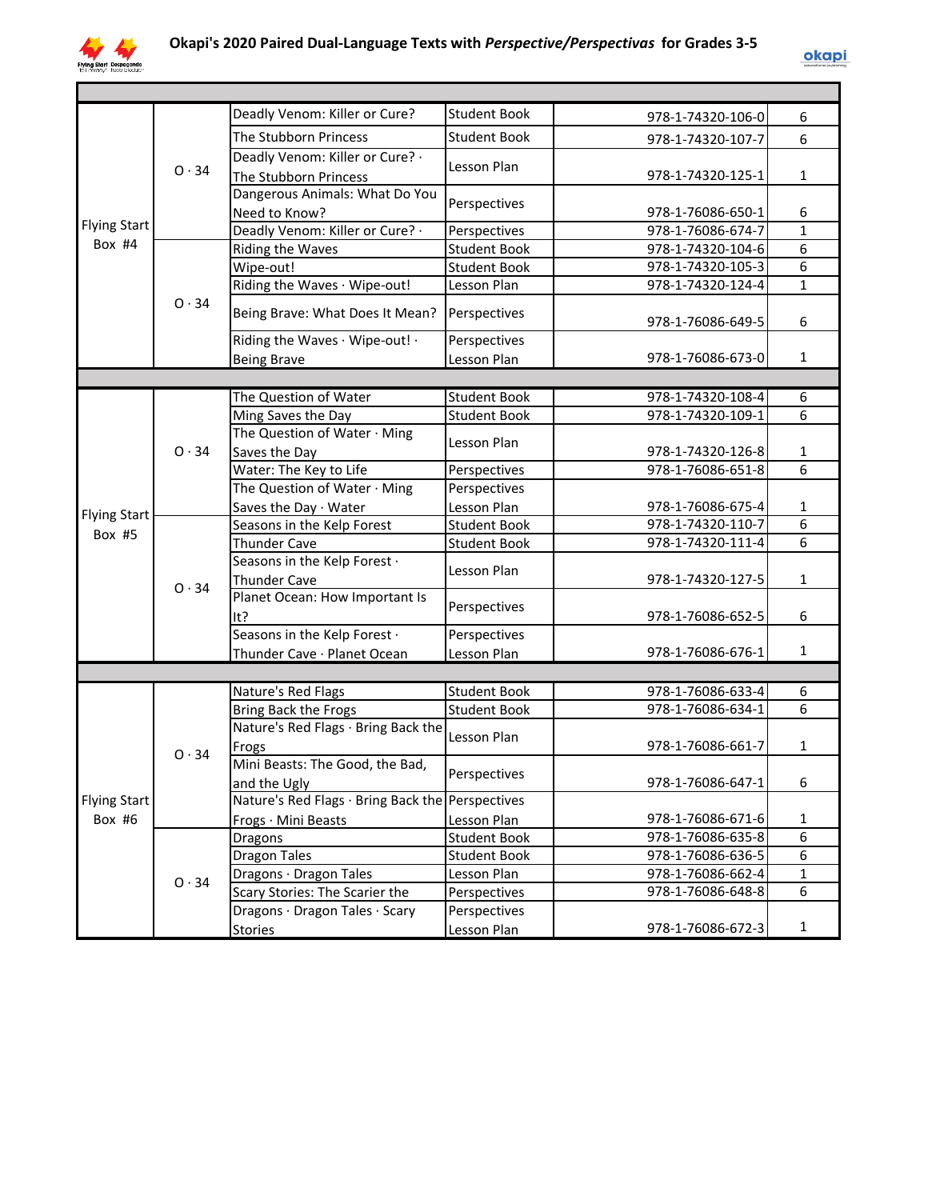# Okapi's 2020 Paired Dual-Language Texts with *Perspective/Perspectivas* for Grades 3-5

| | | | | | |
|---|---|---|---|---|---|
| Flying Start Box #4 | O · 34 | Deadly Venom: Killer or Cure? | Student Book | 978-1-74320-106-0 | 6 |
| | | The Stubborn Princess | Student Book | 978-1-74320-107-7 | 6 |
| | | Deadly Venom: Killer or Cure? · The Stubborn Princess | Lesson Plan | 978-1-74320-125-1 | 1 |
| | | Dangerous Animals: What Do You Need to Know? | Perspectives | 978-1-76086-650-1 | 6 |
| | | Deadly Venom: Killer or Cure? · | Perspectives | 978-1-76086-674-7 | 1 |
| | O · 34 | Riding the Waves | Student Book | 978-1-74320-104-6 | 6 |
| | | Wipe-out! | Student Book | 978-1-74320-105-3 | 6 |
| | | Riding the Waves · Wipe-out! | Lesson Plan | 978-1-74320-124-4 | 1 |
| | | Being Brave: What Does It Mean? | Perspectives | 978-1-76086-649-5 | 6 |
| | | Riding the Waves · Wipe-out! · Being Brave | Perspectives Lesson Plan | 978-1-76086-673-0 | 1 |
| | | | | | |
| Flying Start Box #5 | O · 34 | The Question of Water | Student Book | 978-1-74320-108-4 | 6 |
| | | Ming Saves the Day | Student Book | 978-1-74320-109-1 | 6 |
| | | The Question of Water · Ming Saves the Day | Lesson Plan | 978-1-74320-126-8 | 1 |
| | | Water: The Key to Life | Perspectives | 978-1-76086-651-8 | 6 |
| | | The Question of Water · Ming Saves the Day · Water | Perspectives Lesson Plan | 978-1-76086-675-4 | 1 |
| | O · 34 | Seasons in the Kelp Forest | Student Book | 978-1-74320-110-7 | 6 |
| | | Thunder Cave | Student Book | 978-1-74320-111-4 | 6 |
| | | Seasons in the Kelp Forest · Thunder Cave | Lesson Plan | 978-1-74320-127-5 | 1 |
| | | Planet Ocean: How Important Is It? | Perspectives | 978-1-76086-652-5 | 6 |
| | | Seasons in the Kelp Forest · Thunder Cave · Planet Ocean | Perspectives Lesson Plan | 978-1-76086-676-1 | 1 |
| | | | | | |
| Flying Start Box #6 | O · 34 | Nature's Red Flags | Student Book | 978-1-76086-633-4 | 6 |
| | | Bring Back the Frogs | Student Book | 978-1-76086-634-1 | 6 |
| | | Nature's Red Flags · Bring Back the Frogs | Lesson Plan | 978-1-76086-661-7 | 1 |
| | | Mini Beasts: The Good, the Bad, and the Ugly | Perspectives | 978-1-76086-647-1 | 6 |
| | | Nature's Red Flags · Bring Back the Frogs · Mini Beasts | Perspectives Lesson Plan | 978-1-76086-671-6 | 1 |
| | O · 34 | Dragons | Student Book | 978-1-76086-635-8 | 6 |
| | | Dragon Tales | Student Book | 978-1-76086-636-5 | 6 |
| | | Dragons · Dragon Tales | Lesson Plan | 978-1-76086-662-4 | 1 |
| | | Scary Stories: The Scarier the | Perspectives | 978-1-76086-648-8 | 6 |
| | | Dragons · Dragon Tales · Scary Stories | Perspectives Lesson Plan | 978-1-76086-672-3 | 1 |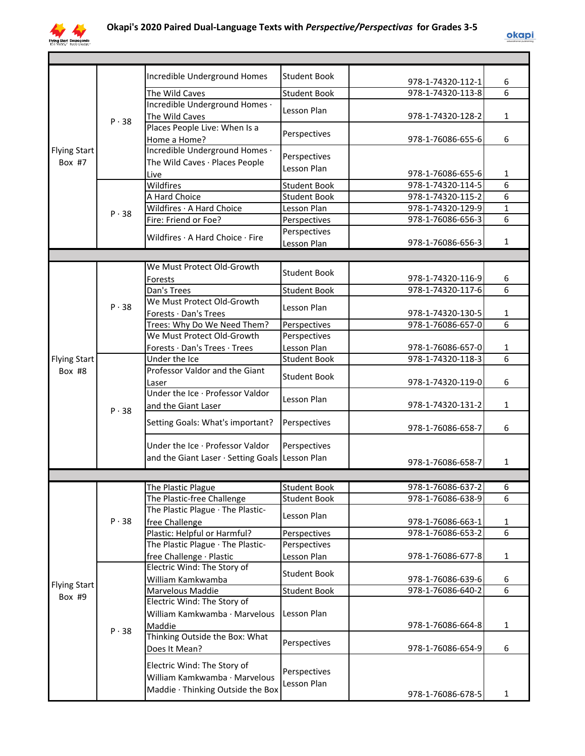# Okapi's 2020 Paired Dual-Language Texts with *Perspective/Perspectivas* for Grades 3-5

| | | | | | |
|---|---|---|---|---|---|
| Flying Start Box #7 | P · 38 | Incredible Underground Homes | Student Book | 978-1-74320-112-1 | 6 |
| | | The Wild Caves | Student Book | 978-1-74320-113-8 | 6 |
| | | Incredible Underground Homes · The Wild Caves | Lesson Plan | 978-1-74320-128-2 | 1 |
| | | Places People Live: When Is a Home a Home? | Perspectives | 978-1-76086-655-6 | 6 |
| | | Incredible Underground Homes · The Wild Caves · Places People Live | Perspectives Lesson Plan | 978-1-76086-655-6 | 1 |
| | P · 38 | Wildfires | Student Book | 978-1-74320-114-5 | 6 |
| | | A Hard Choice | Student Book | 978-1-74320-115-2 | 6 |
| | | Wildfires · A Hard Choice | Lesson Plan | 978-1-74320-129-9 | 1 |
| | | Fire: Friend or Foe? | Perspectives | 978-1-76086-656-3 | 6 |
| | | Wildfires · A Hard Choice · Fire | Perspectives Lesson Plan | 978-1-76086-656-3 | 1 |
| | | | | | |
| Flying Start Box #8 | P · 38 | We Must Protect Old-Growth Forests | Student Book | 978-1-74320-116-9 | 6 |
| | | Dan's Trees | Student Book | 978-1-74320-117-6 | 6 |
| | | We Must Protect Old-Growth Forests · Dan's Trees | Lesson Plan | 978-1-74320-130-5 | 1 |
| | | Trees: Why Do We Need Them? | Perspectives | 978-1-76086-657-0 | 6 |
| | | We Must Protect Old-Growth Forests · Dan's Trees · Trees | Perspectives Lesson Plan | 978-1-76086-657-0 | 1 |
| | P · 38 | Under the Ice | Student Book | 978-1-74320-118-3 | 6 |
| | | Professor Valdor and the Giant Laser | Student Book | 978-1-74320-119-0 | 6 |
| | | Under the Ice · Professor Valdor and the Giant Laser | Lesson Plan | 978-1-74320-131-2 | 1 |
| | | Setting Goals: What's important? | Perspectives | 978-1-76086-658-7 | 6 |
| | | Under the Ice · Professor Valdor and the Giant Laser · Setting Goals | Perspectives Lesson Plan | 978-1-76086-658-7 | 1 |
| | | | | | |
| Flying Start Box #9 | P · 38 | The Plastic Plague | Student Book | 978-1-76086-637-2 | 6 |
| | | The Plastic-free Challenge | Student Book | 978-1-76086-638-9 | 6 |
| | | The Plastic Plague · The Plastic-free Challenge | Lesson Plan | 978-1-76086-663-1 | 1 |
| | | Plastic: Helpful or Harmful? | Perspectives | 978-1-76086-653-2 | 6 |
| | | The Plastic Plague · The Plastic-free Challenge · Plastic | Perspectives Lesson Plan | 978-1-76086-677-8 | 1 |
| | P · 38 | Electric Wind: The Story of William Kamkwamba | Student Book | 978-1-76086-639-6 | 6 |
| | | Marvelous Maddie | Student Book | 978-1-76086-640-2 | 6 |
| | | Electric Wind: The Story of William Kamkwamba · Marvelous Maddie | Lesson Plan | 978-1-76086-664-8 | 1 |
| | | Thinking Outside the Box: What Does It Mean? | Perspectives | 978-1-76086-654-9 | 6 |
| | | Electric Wind: The Story of William Kamkwamba · Marvelous Maddie · Thinking Outside the Box | Perspectives Lesson Plan | 978-1-76086-678-5 | 1 |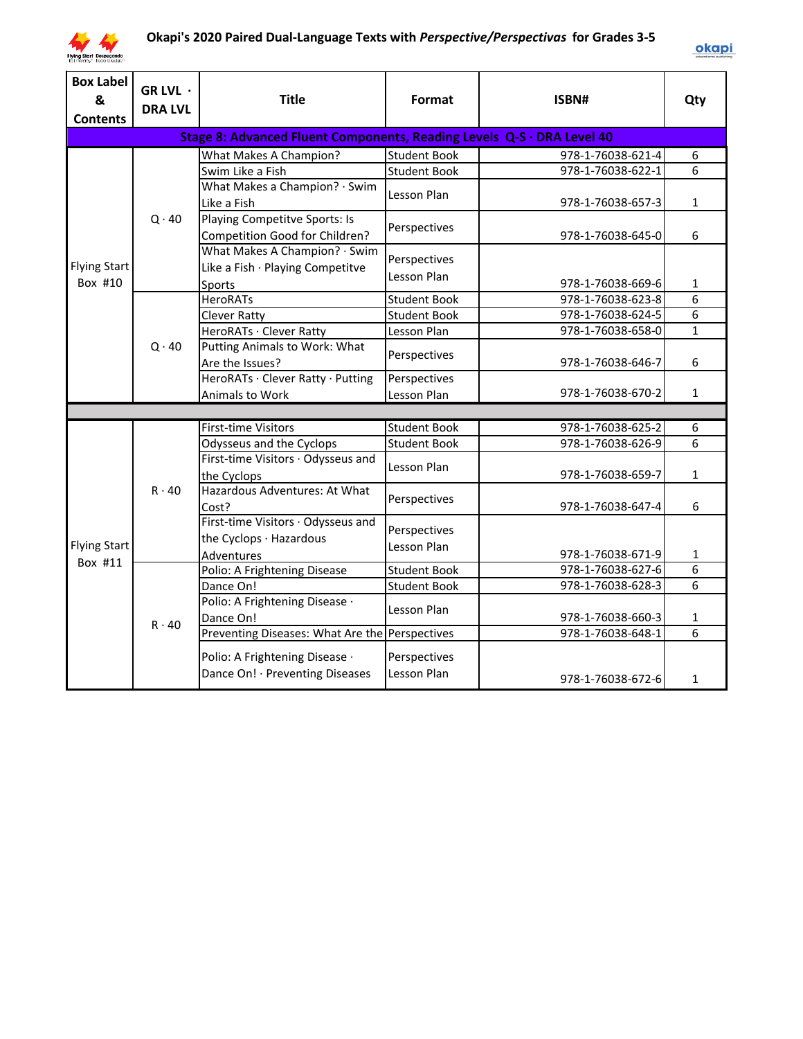# Okapi's 2020 Paired Dual-Language Texts with *Perspective/Perspectivas* for Grades 3-5

| Box Label & Contents | GR LVL · DRA LVL | Title | Format | ISBN# | Qty |
|---|---|---|---|---|---|
| **Stage 8: Advanced Fluent Components, Reading Levels Q-S · DRA Level 40** | | | | | |
| Flying Start Box #10 | Q · 40 | What Makes A Champion? | Student Book | 978-1-76038-621-4 | 6 |
| | | Swim Like a Fish | Student Book | 978-1-76038-622-1 | 6 |
| | | What Makes a Champion? · Swim Like a Fish | Lesson Plan | 978-1-76038-657-3 | 1 |
| | | Playing Competitve Sports: Is Competition Good for Children? | Perspectives | 978-1-76038-645-0 | 6 |
| | | What Makes A Champion? · Swim Like a Fish · Playing Competitve Sports | Perspectives Lesson Plan | 978-1-76038-669-6 | 1 |
| | Q · 40 | HeroRATs | Student Book | 978-1-76038-623-8 | 6 |
| | | Clever Ratty | Student Book | 978-1-76038-624-5 | 6 |
| | | HeroRATs · Clever Ratty | Lesson Plan | 978-1-76038-658-0 | 1 |
| | | Putting Animals to Work: What Are the Issues? | Perspectives | 978-1-76038-646-7 | 6 |
| | | HeroRATs · Clever Ratty · Putting Animals to Work | Perspectives Lesson Plan | 978-1-76038-670-2 | 1 |
| | | | | | |
| Flying Start Box #11 | R · 40 | First-time Visitors | Student Book | 978-1-76038-625-2 | 6 |
| | | Odysseus and the Cyclops | Student Book | 978-1-76038-626-9 | 6 |
| | | First-time Visitors · Odysseus and the Cyclops | Lesson Plan | 978-1-76038-659-7 | 1 |
| | | Hazardous Adventures: At What Cost? | Perspectives | 978-1-76038-647-4 | 6 |
| | | First-time Visitors · Odysseus and the Cyclops · Hazardous Adventures | Perspectives Lesson Plan | 978-1-76038-671-9 | 1 |
| | R · 40 | Polio: A Frightening Disease | Student Book | 978-1-76038-627-6 | 6 |
| | | Dance On! | Student Book | 978-1-76038-628-3 | 6 |
| | | Polio: A Frightening Disease · Dance On! | Lesson Plan | 978-1-76038-660-3 | 1 |
| | | Preventing Diseases: What Are the | Perspectives | 978-1-76038-648-1 | 6 |
| | | Polio: A Frightening Disease · Dance On! · Preventing Diseases | Perspectives Lesson Plan | 978-1-76038-672-6 | 1 |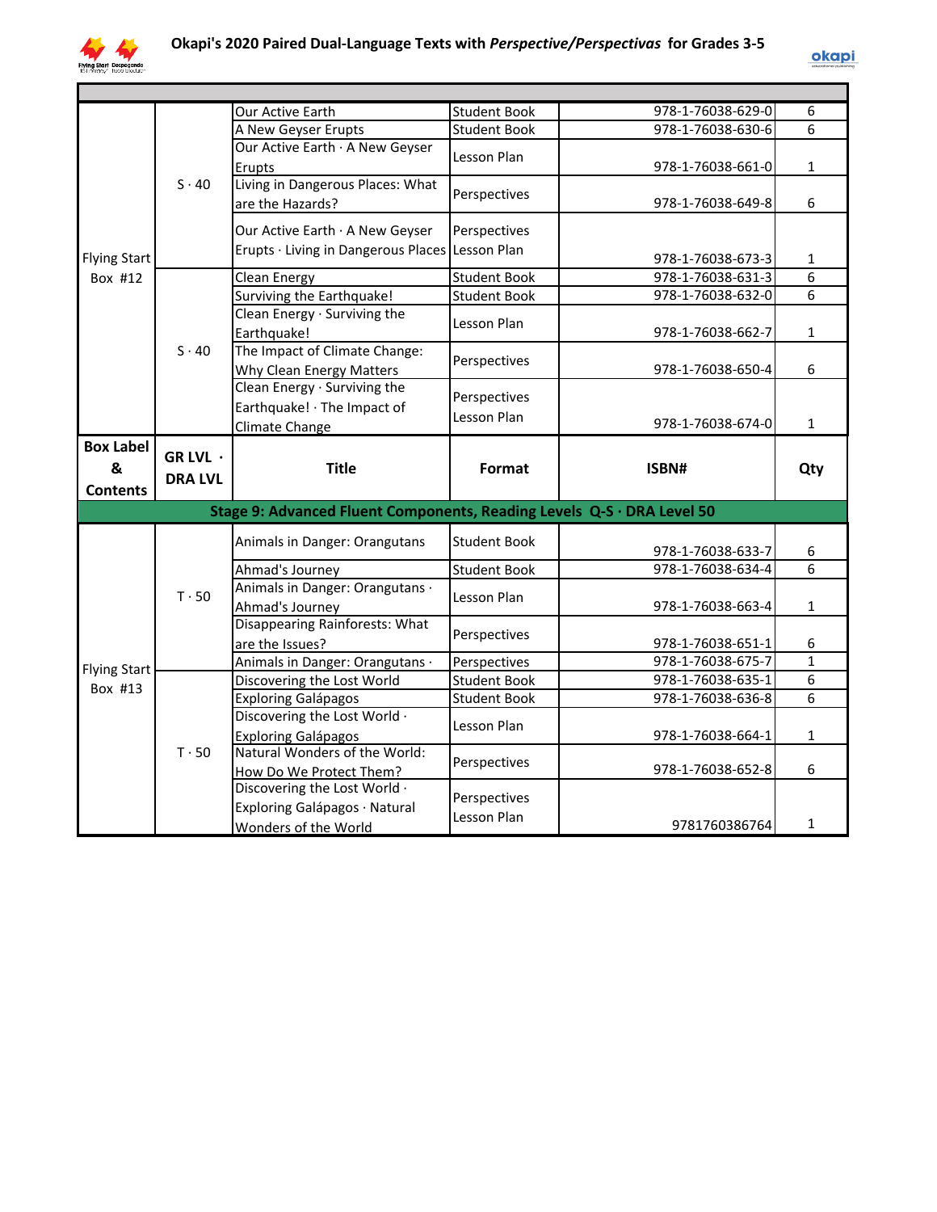# Okapi's 2020 Paired Dual-Language Texts with *Perspective/Perspectivas* for Grades 3-5

| Box Label & Contents | GR LVL · DRA LVL | Title | Format | ISBN# | Qty |
|---|---|---|---|---|---|
| Flying Start Box #12 | S · 40 | Our Active Earth | Student Book | 978-1-76038-629-0 | 6 |
| | | A New Geyser Erupts | Student Book | 978-1-76038-630-6 | 6 |
| | | Our Active Earth · A New Geyser Erupts | Lesson Plan | 978-1-76038-661-0 | 1 |
| | | Living in Dangerous Places: What are the Hazards? | Perspectives | 978-1-76038-649-8 | 6 |
| | | Our Active Earth · A New Geyser Erupts · Living in Dangerous Places | Perspectives Lesson Plan | 978-1-76038-673-3 | 1 |
| | S · 40 | Clean Energy | Student Book | 978-1-76038-631-3 | 6 |
| | | Surviving the Earthquake! | Student Book | 978-1-76038-632-0 | 6 |
| | | Clean Energy · Surviving the Earthquake! | Lesson Plan | 978-1-76038-662-7 | 1 |
| | | The Impact of Climate Change: Why Clean Energy Matters | Perspectives | 978-1-76038-650-4 | 6 |
| | | Clean Energy · Surviving the Earthquake! · The Impact of Climate Change | Perspectives Lesson Plan | 978-1-76038-674-0 | 1 |

**Stage 9: Advanced Fluent Components, Reading Levels Q-S · DRA Level 50**

| Box Label & Contents | GR LVL · DRA LVL | Title | Format | ISBN# | Qty |
|---|---|---|---|---|---|
| Flying Start Box #13 | T · 50 | Animals in Danger: Orangutans | Student Book | 978-1-76038-633-7 | 6 |
| | | Ahmad's Journey | Student Book | 978-1-76038-634-4 | 6 |
| | | Animals in Danger: Orangutans · Ahmad's Journey | Lesson Plan | 978-1-76038-663-4 | 1 |
| | | Disappearing Rainforests: What are the Issues? | Perspectives | 978-1-76038-651-1 | 6 |
| | | Animals in Danger: Orangutans · | Perspectives | 978-1-76038-675-7 | 1 |
| | T · 50 | Discovering the Lost World | Student Book | 978-1-76038-635-1 | 6 |
| | | Exploring Galápagos | Student Book | 978-1-76038-636-8 | 6 |
| | | Discovering the Lost World · Exploring Galápagos | Lesson Plan | 978-1-76038-664-1 | 1 |
| | | Natural Wonders of the World: How Do We Protect Them? | Perspectives | 978-1-76038-652-8 | 6 |
| | | Discovering the Lost World · Exploring Galápagos · Natural Wonders of the World | Perspectives Lesson Plan | 9781760386764 | 1 |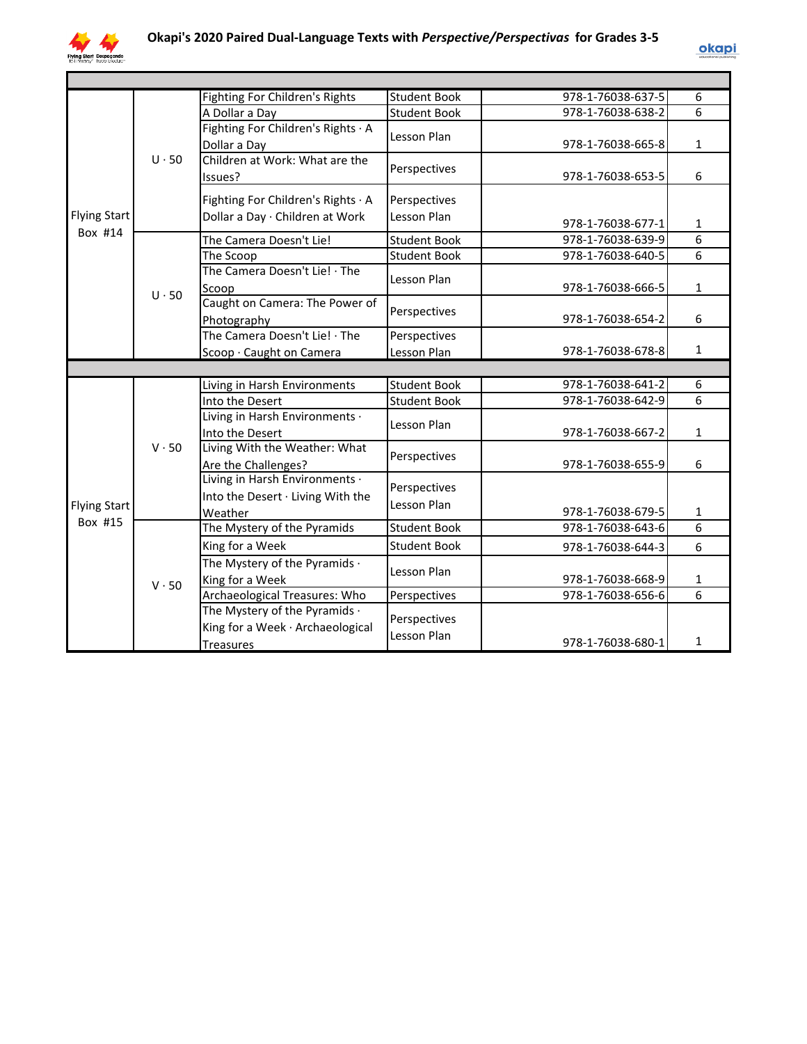# Okapi's 2020 Paired Dual-Language Texts with *Perspective/Perspectivas* for Grades 3-5

| | | | | | |
|---|---|---|---|---|---|
| Flying Start Box #14 | U · 50 | Fighting For Children's Rights | Student Book | 978-1-76038-637-5 | 6 |
| | | A Dollar a Day | Student Book | 978-1-76038-638-2 | 6 |
| | | Fighting For Children's Rights · A Dollar a Day | Lesson Plan | 978-1-76038-665-8 | 1 |
| | | Children at Work: What are the Issues? | Perspectives | 978-1-76038-653-5 | 6 |
| | | Fighting For Children's Rights · A Dollar a Day · Children at Work | Perspectives Lesson Plan | 978-1-76038-677-1 | 1 |
| | U · 50 | The Camera Doesn't Lie! | Student Book | 978-1-76038-639-9 | 6 |
| | | The Scoop | Student Book | 978-1-76038-640-5 | 6 |
| | | The Camera Doesn't Lie! · The Scoop | Lesson Plan | 978-1-76038-666-5 | 1 |
| | | Caught on Camera: The Power of Photography | Perspectives | 978-1-76038-654-2 | 6 |
| | | The Camera Doesn't Lie! · The Scoop · Caught on Camera | Perspectives Lesson Plan | 978-1-76038-678-8 | 1 |
| Flying Start Box #15 | V · 50 | Living in Harsh Environments | Student Book | 978-1-76038-641-2 | 6 |
| | | Into the Desert | Student Book | 978-1-76038-642-9 | 6 |
| | | Living in Harsh Environments · Into the Desert | Lesson Plan | 978-1-76038-667-2 | 1 |
| | | Living With the Weather: What Are the Challenges? | Perspectives | 978-1-76038-655-9 | 6 |
| | | Living in Harsh Environments · Into the Desert · Living With the Weather | Perspectives Lesson Plan | 978-1-76038-679-5 | 1 |
| | V · 50 | The Mystery of the Pyramids | Student Book | 978-1-76038-643-6 | 6 |
| | | King for a Week | Student Book | 978-1-76038-644-3 | 6 |
| | | The Mystery of the Pyramids · King for a Week | Lesson Plan | 978-1-76038-668-9 | 1 |
| | | Archaeological Treasures: Who | Perspectives | 978-1-76038-656-6 | 6 |
| | | The Mystery of the Pyramids · King for a Week · Archaeological Treasures | Perspectives Lesson Plan | 978-1-76038-680-1 | 1 |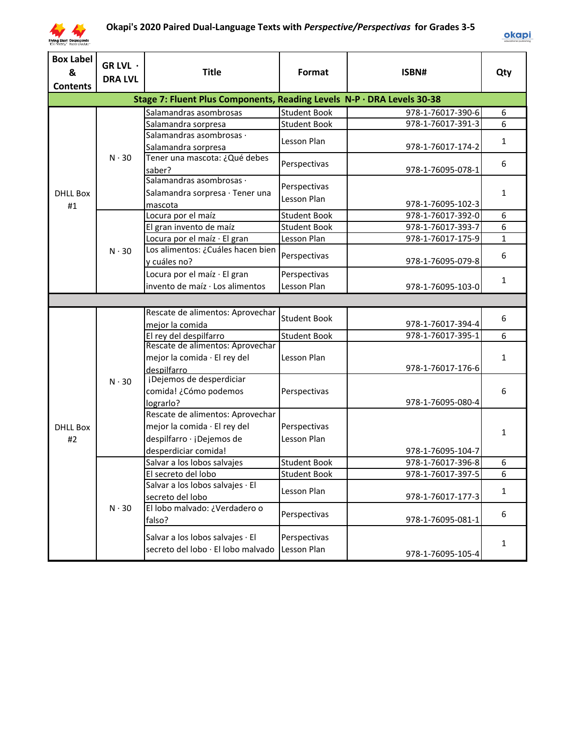# Okapi's 2020 Paired Dual-Language Texts with *Perspective/Perspectivas* for Grades 3-5

| Box Label & Contents | GR LVL · DRA LVL | Title | Format | ISBN# | Qty |
|---|---|---|---|---|---|
| **Stage 7: Fluent Plus Components, Reading Levels N-P · DRA Levels 30-38** | | | | | |
| DHLL Box #1 | N · 30 | Salamandras asombrosas | Student Book | 978-1-76017-390-6 | 6 |
| | | Salamandra sorpresa | Student Book | 978-1-76017-391-3 | 6 |
| | | Salamandras asombrosas · Salamandra sorpresa | Lesson Plan | 978-1-76017-174-2 | 1 |
| | | Tener una mascota: ¿Qué debes saber? | Perspectivas | 978-1-76095-078-1 | 6 |
| | | Salamandras asombrosas · Salamandra sorpresa · Tener una mascota | Perspectivas Lesson Plan | 978-1-76095-102-3 | 1 |
| | N · 30 | Locura por el maíz | Student Book | 978-1-76017-392-0 | 6 |
| | | El gran invento de maíz | Student Book | 978-1-76017-393-7 | 6 |
| | | Locura por el maíz · El gran | Lesson Plan | 978-1-76017-175-9 | 1 |
| | | Los alimentos: ¿Cuáles hacen bien y cuáles no? | Perspectivas | 978-1-76095-079-8 | 6 |
| | | Locura por el maíz · El gran invento de maíz · Los alimentos | Perspectivas Lesson Plan | 978-1-76095-103-0 | 1 |
| | | | | | |
| DHLL Box #2 | N · 30 | Rescate de alimentos: Aprovechar mejor la comida | Student Book | 978-1-76017-394-4 | 6 |
| | | El rey del despilfarro | Student Book | 978-1-76017-395-1 | 6 |
| | | Rescate de alimentos: Aprovechar mejor la comida · El rey del despilfarro | Lesson Plan | 978-1-76017-176-6 | 1 |
| | | ¡Dejemos de desperdiciar comida! ¿Cómo podemos lograrlo? | Perspectivas | 978-1-76095-080-4 | 6 |
| | | Rescate de alimentos: Aprovechar mejor la comida · El rey del despilfarro · ¡Dejemos de desperdiciar comida! | Perspectivas Lesson Plan | 978-1-76095-104-7 | 1 |
| | N · 30 | Salvar a los lobos salvajes | Student Book | 978-1-76017-396-8 | 6 |
| | | El secreto del lobo | Student Book | 978-1-76017-397-5 | 6 |
| | | Salvar a los lobos salvajes · El secreto del lobo | Lesson Plan | 978-1-76017-177-3 | 1 |
| | | El lobo malvado: ¿Verdadero o falso? | Perspectivas | 978-1-76095-081-1 | 6 |
| | | Salvar a los lobos salvajes · El secreto del lobo · El lobo malvado | Perspectivas Lesson Plan | 978-1-76095-105-4 | 1 |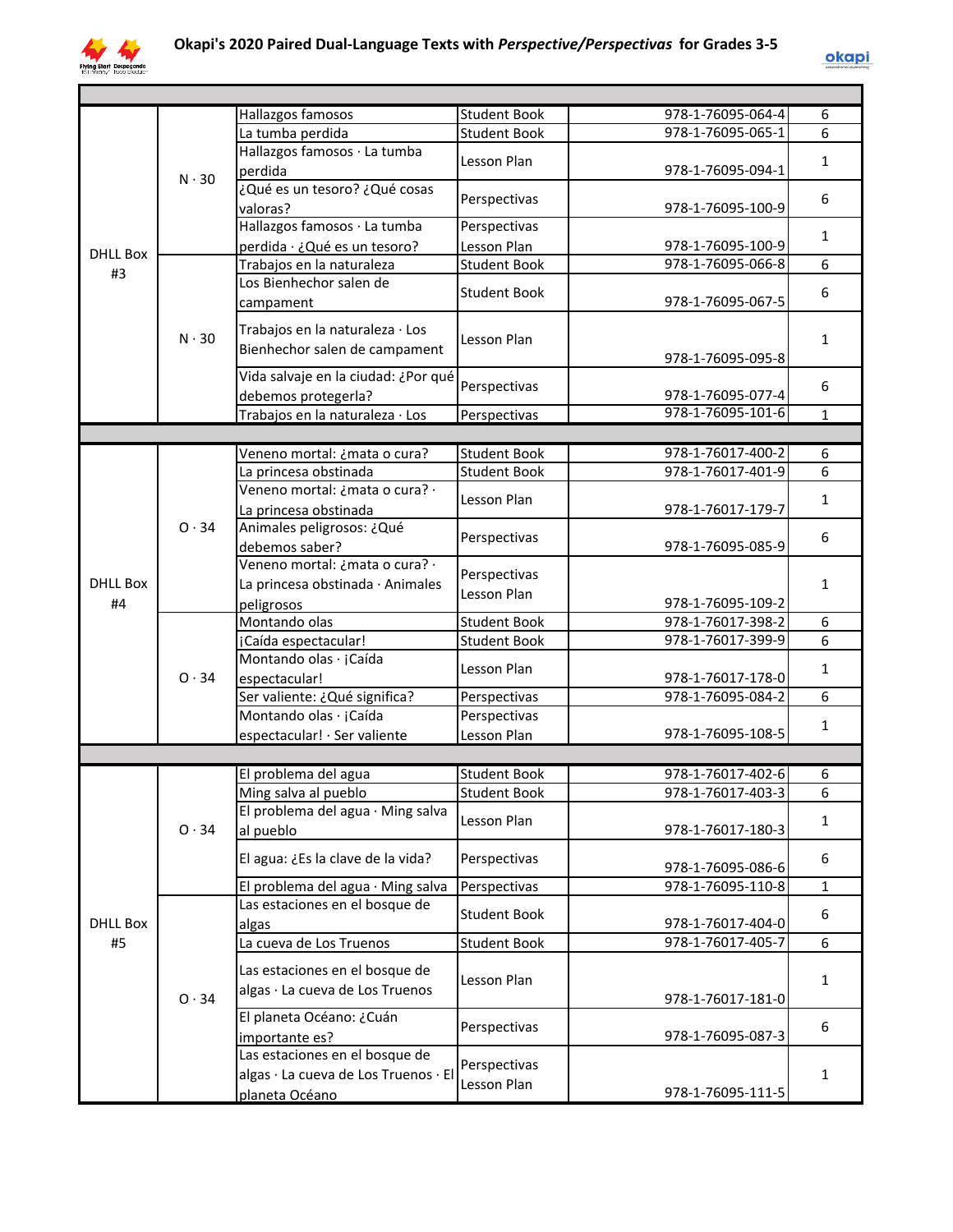# Okapi's 2020 Paired Dual-Language Texts with *Perspective/Perspectivas* for Grades 3-5

| | | | | | |
|---|---|---|---|---|---|
| DHLL Box #3 | N · 30 | Hallazgos famosos | Student Book | 978-1-76095-064-4 | 6 |
| | | La tumba perdida | Student Book | 978-1-76095-065-1 | 6 |
| | | Hallazgos famosos · La tumba perdida | Lesson Plan | 978-1-76095-094-1 | 1 |
| | | ¿Qué es un tesoro? ¿Qué cosas valoras? | Perspectivas | 978-1-76095-100-9 | 6 |
| | | Hallazgos famosos · La tumba perdida · ¿Qué es un tesoro? | Perspectivas Lesson Plan | 978-1-76095-100-9 | 1 |
| | N · 30 | Trabajos en la naturaleza | Student Book | 978-1-76095-066-8 | 6 |
| | | Los Bienhechor salen de campament | Student Book | 978-1-76095-067-5 | 6 |
| | | Trabajos en la naturaleza · Los Bienhechor salen de campament | Lesson Plan | 978-1-76095-095-8 | 1 |
| | | Vida salvaje en la ciudad: ¿Por qué debemos protegerla? | Perspectivas | 978-1-76095-077-4 | 6 |
| | | Trabajos en la naturaleza · Los | Perspectivas | 978-1-76095-101-6 | 1 |
| | | | | | |
| DHLL Box #4 | O · 34 | Veneno mortal: ¿mata o cura? | Student Book | 978-1-76017-400-2 | 6 |
| | | La princesa obstinada | Student Book | 978-1-76017-401-9 | 6 |
| | | Veneno mortal: ¿mata o cura? · La princesa obstinada | Lesson Plan | 978-1-76017-179-7 | 1 |
| | | Animales peligrosos: ¿Qué debemos saber? | Perspectivas | 978-1-76095-085-9 | 6 |
| | | Veneno mortal: ¿mata o cura? · La princesa obstinada · Animales peligrosos | Perspectivas Lesson Plan | 978-1-76095-109-2 | 1 |
| | O · 34 | Montando olas | Student Book | 978-1-76017-398-2 | 6 |
| | | ¡Caída espectacular! | Student Book | 978-1-76017-399-9 | 6 |
| | | Montando olas · ¡Caída espectacular! | Lesson Plan | 978-1-76017-178-0 | 1 |
| | | Ser valiente: ¿Qué significa? | Perspectivas | 978-1-76095-084-2 | 6 |
| | | Montando olas · ¡Caída espectacular! · Ser valiente | Perspectivas Lesson Plan | 978-1-76095-108-5 | 1 |
| | | | | | |
| DHLL Box #5 | O · 34 | El problema del agua | Student Book | 978-1-76017-402-6 | 6 |
| | | Ming salva al pueblo | Student Book | 978-1-76017-403-3 | 6 |
| | | El problema del agua · Ming salva al pueblo | Lesson Plan | 978-1-76017-180-3 | 1 |
| | | El agua: ¿Es la clave de la vida? | Perspectivas | 978-1-76095-086-6 | 6 |
| | | El problema del agua · Ming salva | Perspectivas | 978-1-76095-110-8 | 1 |
| | O · 34 | Las estaciones en el bosque de algas | Student Book | 978-1-76017-404-0 | 6 |
| | | La cueva de Los Truenos | Student Book | 978-1-76017-405-7 | 6 |
| | | Las estaciones en el bosque de algas · La cueva de Los Truenos | Lesson Plan | 978-1-76017-181-0 | 1 |
| | | El planeta Océano: ¿Cuán importante es? | Perspectivas | 978-1-76095-087-3 | 6 |
| | | Las estaciones en el bosque de algas · La cueva de Los Truenos · El planeta Océano | Perspectivas Lesson Plan | 978-1-76095-111-5 | 1 |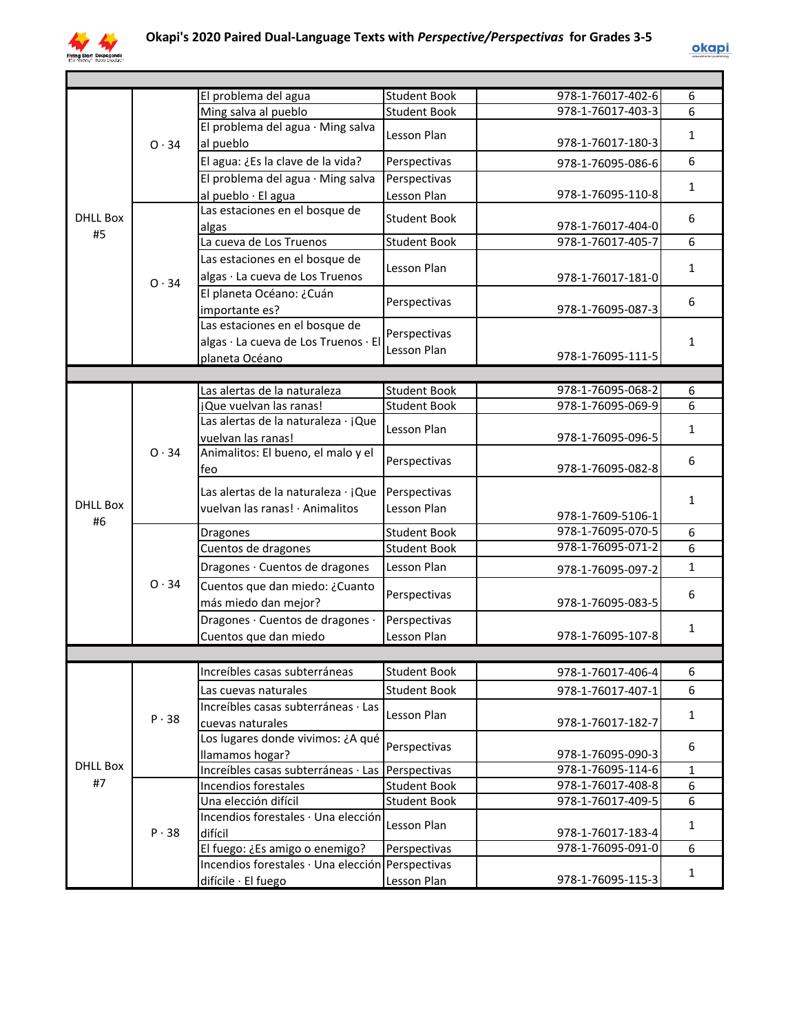# Okapi's 2020 Paired Dual-Language Texts with *Perspective/Perspectivas* for Grades 3-5

| | | | | | |
|---|---|---|---|---|---|
| DHLL Box #5 | O · 34 | El problema del agua | Student Book | 978-1-76017-402-6 | 6 |
| | | Ming salva al pueblo | Student Book | 978-1-76017-403-3 | 6 |
| | | El problema del agua · Ming salva al pueblo | Lesson Plan | 978-1-76017-180-3 | 1 |
| | | El agua: ¿Es la clave de la vida? | Perspectivas | 978-1-76095-086-6 | 6 |
| | | El problema del agua · Ming salva al pueblo · El agua | Perspectivas Lesson Plan | 978-1-76095-110-8 | 1 |
| | O · 34 | Las estaciones en el bosque de algas | Student Book | 978-1-76017-404-0 | 6 |
| | | La cueva de Los Truenos | Student Book | 978-1-76017-405-7 | 6 |
| | | Las estaciones en el bosque de algas · La cueva de Los Truenos | Lesson Plan | 978-1-76017-181-0 | 1 |
| | | El planeta Océano: ¿Cuán importante es? | Perspectivas | 978-1-76095-087-3 | 6 |
| | | Las estaciones en el bosque de algas · La cueva de Los Truenos · El planeta Océano | Perspectivas Lesson Plan | 978-1-76095-111-5 | 1 |
| DHLL Box #6 | O · 34 | Las alertas de la naturaleza | Student Book | 978-1-76095-068-2 | 6 |
| | | ¡Que vuelvan las ranas! | Student Book | 978-1-76095-069-9 | 6 |
| | | Las alertas de la naturaleza · ¡Que vuelvan las ranas! | Lesson Plan | 978-1-76095-096-5 | 1 |
| | | Animalitos: El bueno, el malo y el feo | Perspectivas | 978-1-76095-082-8 | 6 |
| | | Las alertas de la naturaleza · ¡Que vuelvan las ranas! · Animalitos | Perspectivas Lesson Plan | 978-1-7609-5106-1 | 1 |
| | O · 34 | Dragones | Student Book | 978-1-76095-070-5 | 6 |
| | | Cuentos de dragones | Student Book | 978-1-76095-071-2 | 6 |
| | | Dragones · Cuentos de dragones | Lesson Plan | 978-1-76095-097-2 | 1 |
| | | Cuentos que dan miedo: ¿Cuanto más miedo dan mejor? | Perspectivas | 978-1-76095-083-5 | 6 |
| | | Dragones · Cuentos de dragones · Cuentos que dan miedo | Perspectivas Lesson Plan | 978-1-76095-107-8 | 1 |
| DHLL Box #7 | P · 38 | Increíbles casas subterráneas | Student Book | 978-1-76017-406-4 | 6 |
| | | Las cuevas naturales | Student Book | 978-1-76017-407-1 | 6 |
| | | Increíbles casas subterráneas · Las cuevas naturales | Lesson Plan | 978-1-76017-182-7 | 1 |
| | | Los lugares donde vivimos: ¿A qué llamamos hogar? | Perspectivas | 978-1-76095-090-3 | 6 |
| | | Increíbles casas subterráneas · Las | Perspectivas | 978-1-76095-114-6 | 1 |
| | P · 38 | Incendios forestales | Student Book | 978-1-76017-408-8 | 6 |
| | | Una elección difícil | Student Book | 978-1-76017-409-5 | 6 |
| | | Incendios forestales · Una elección difícil | Lesson Plan | 978-1-76017-183-4 | 1 |
| | | El fuego: ¿Es amigo o enemigo? | Perspectivas | 978-1-76095-091-0 | 6 |
| | | Incendios forestales · Una elección difícile · El fuego | Perspectivas Lesson Plan | 978-1-76095-115-3 | 1 |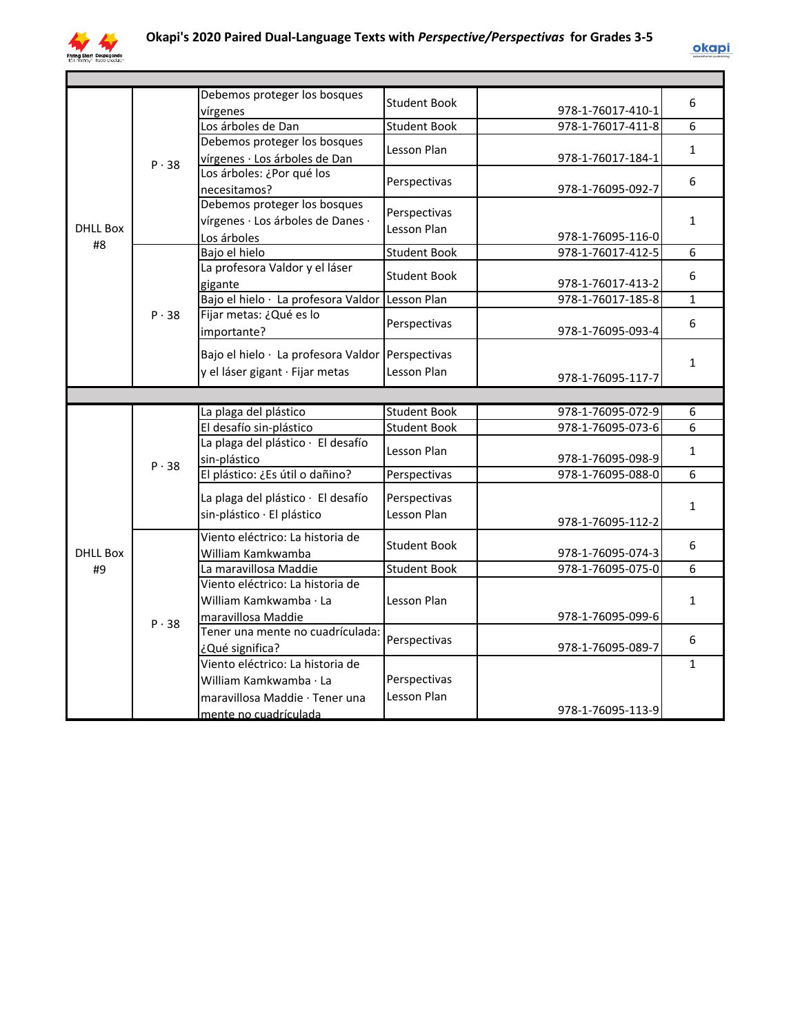# Okapi's 2020 Paired Dual-Language Texts with *Perspective/Perspectivas* for Grades 3-5

| | | | | | |
|---|---|---|---|---|---|
| DHLL Box #8 | P · 38 | Debemos proteger los bosques vírgenes | Student Book | 978-1-76017-410-1 | 6 |
| | | Los árboles de Dan | Student Book | 978-1-76017-411-8 | 6 |
| | | Debemos proteger los bosques vírgenes · Los árboles de Dan | Lesson Plan | 978-1-76017-184-1 | 1 |
| | | Los árboles: ¿Por qué los necesitamos? | Perspectivas | 978-1-76095-092-7 | 6 |
| | | Debemos proteger los bosques vírgenes · Los árboles de Danes · Los árboles | Perspectivas Lesson Plan | 978-1-76095-116-0 | 1 |
| | P · 38 | Bajo el hielo | Student Book | 978-1-76017-412-5 | 6 |
| | | La profesora Valdor y el láser gigante | Student Book | 978-1-76017-413-2 | 6 |
| | | Bajo el hielo · La profesora Valdor | Lesson Plan | 978-1-76017-185-8 | 1 |
| | | Fijar metas: ¿Qué es lo importante? | Perspectivas | 978-1-76095-093-4 | 6 |
| | | Bajo el hielo · La profesora Valdor y el láser gigant · Fijar metas | Perspectivas Lesson Plan | 978-1-76095-117-7 | 1 |
| | | | | | |
| DHLL Box #9 | P · 38 | La plaga del plástico | Student Book | 978-1-76095-072-9 | 6 |
| | | El desafío sin-plástico | Student Book | 978-1-76095-073-6 | 6 |
| | | La plaga del plástico · El desafío sin-plástico | Lesson Plan | 978-1-76095-098-9 | 1 |
| | | El plástico: ¿Es útil o dañino? | Perspectivas | 978-1-76095-088-0 | 6 |
| | | La plaga del plástico · El desafío sin-plástico · El plástico | Perspectivas Lesson Plan | 978-1-76095-112-2 | 1 |
| | P · 38 | Viento eléctrico: La historia de William Kamkwamba | Student Book | 978-1-76095-074-3 | 6 |
| | | La maravillosa Maddie | Student Book | 978-1-76095-075-0 | 6 |
| | | Viento eléctrico: La historia de William Kamkwamba · La maravillosa Maddie | Lesson Plan | 978-1-76095-099-6 | 1 |
| | | Tener una mente no cuadrículada: ¿Qué significa? | Perspectivas | 978-1-76095-089-7 | 6 |
| | | Viento eléctrico: La historia de William Kamkwamba · La maravillosa Maddie · Tener una mente no cuadrículada | Perspectivas Lesson Plan | 978-1-76095-113-9 | 1 |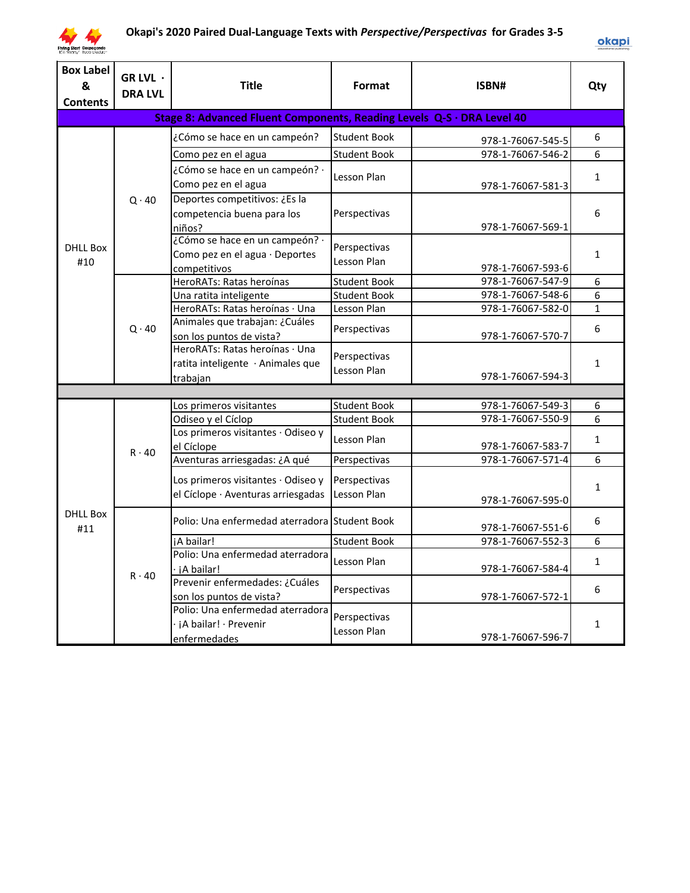# Okapi's 2020 Paired Dual-Language Texts with *Perspective/Perspectivas* for Grades 3-5

| Box Label & Contents | GR LVL · DRA LVL | Title | Format | ISBN# | Qty |
|---|---|---|---|---|---|
| **Stage 8: Advanced Fluent Components, Reading Levels Q-S · DRA Level 40** | | | | | |
| DHLL Box #10 | Q · 40 | ¿Cómo se hace en un campeón? | Student Book | 978-1-76067-545-5 | 6 |
| | | Como pez en el agua | Student Book | 978-1-76067-546-2 | 6 |
| | | ¿Cómo se hace en un campeón? · Como pez en el agua | Lesson Plan | 978-1-76067-581-3 | 1 |
| | | Deportes competitivos: ¿Es la competencia buena para los niños? | Perspectivas | 978-1-76067-569-1 | 6 |
| | | ¿Cómo se hace en un campeón? · Como pez en el agua · Deportes competitivos | Perspectivas Lesson Plan | 978-1-76067-593-6 | 1 |
| | Q · 40 | HeroRATs: Ratas heroínas | Student Book | 978-1-76067-547-9 | 6 |
| | | Una ratita inteligente | Student Book | 978-1-76067-548-6 | 6 |
| | | HeroRATs: Ratas heroínas · Una | Lesson Plan | 978-1-76067-582-0 | 1 |
| | | Animales que trabajan: ¿Cuáles son los puntos de vista? | Perspectivas | 978-1-76067-570-7 | 6 |
| | | HeroRATs: Ratas heroínas · Una ratita inteligente · Animales que trabajan | Perspectivas Lesson Plan | 978-1-76067-594-3 | 1 |
| | | | | | |
| DHLL Box #11 | R · 40 | Los primeros visitantes | Student Book | 978-1-76067-549-3 | 6 |
| | | Odiseo y el Cíclop | Student Book | 978-1-76067-550-9 | 6 |
| | | Los primeros visitantes · Odiseo y el Cíclope | Lesson Plan | 978-1-76067-583-7 | 1 |
| | | Aventuras arriesgadas: ¿A qué | Perspectivas | 978-1-76067-571-4 | 6 |
| | | Los primeros visitantes · Odiseo y el Cíclope · Aventuras arriesgadas | Perspectivas Lesson Plan | 978-1-76067-595-0 | 1 |
| | R · 40 | Polio: Una enfermedad aterradora | Student Book | 978-1-76067-551-6 | 6 |
| | | ¡A bailar! | Student Book | 978-1-76067-552-3 | 6 |
| | | Polio: Una enfermedad aterradora · ¡A bailar! | Lesson Plan | 978-1-76067-584-4 | 1 |
| | | Prevenir enfermedades: ¿Cuáles son los puntos de vista? | Perspectivas | 978-1-76067-572-1 | 6 |
| | | Polio: Una enfermedad aterradora · ¡A bailar! · Prevenir enfermedades | Perspectivas Lesson Plan | 978-1-76067-596-7 | 1 |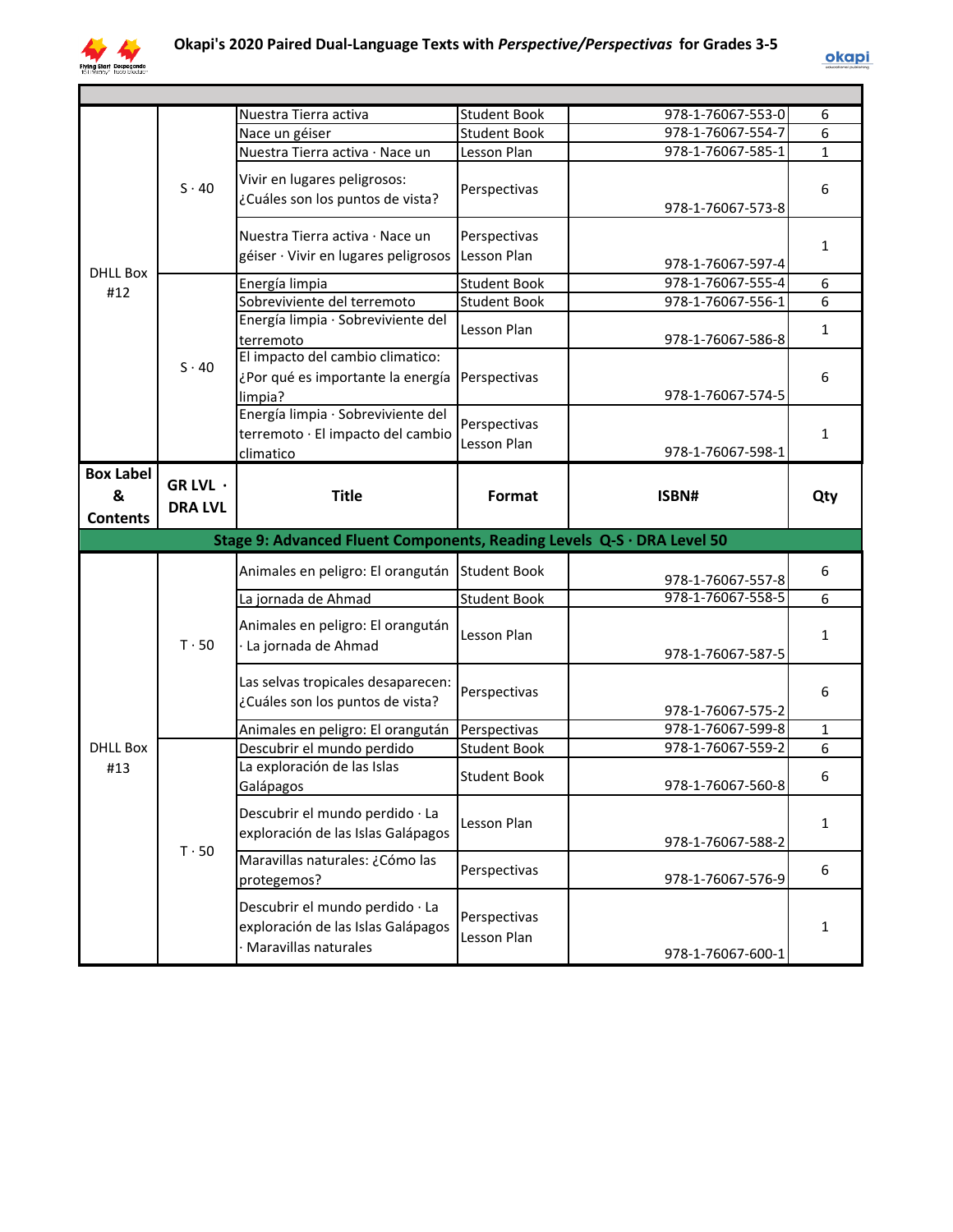# Okapi's 2020 Paired Dual-Language Texts with *Perspective/Perspectivas* for Grades 3-5

| Box Label & Contents | GR LVL · DRA LVL | Title | Format | ISBN# | Qty |
|---|---|---|---|---|---|
| DHLL Box #12 | S · 40 | Nuestra Tierra activa | Student Book | 978-1-76067-553-0 | 6 |
| | | Nace un géiser | Student Book | 978-1-76067-554-7 | 6 |
| | | Nuestra Tierra activa · Nace un | Lesson Plan | 978-1-76067-585-1 | 1 |
| | | Vivir en lugares peligrosos: ¿Cuáles son los puntos de vista? | Perspectivas | 978-1-76067-573-8 | 6 |
| | | Nuestra Tierra activa · Nace un géiser · Vivir en lugares peligrosos | Perspectivas Lesson Plan | 978-1-76067-597-4 | 1 |
| | S · 40 | Energía limpia | Student Book | 978-1-76067-555-4 | 6 |
| | | Sobreviviente del terremoto | Student Book | 978-1-76067-556-1 | 6 |
| | | Energía limpia · Sobreviviente del terremoto | Lesson Plan | 978-1-76067-586-8 | 1 |
| | | El impacto del cambio climatico: ¿Por qué es importante la energía limpia? | Perspectivas | 978-1-76067-574-5 | 6 |
| | | Energía limpia · Sobreviviente del terremoto · El impacto del cambio climatico | Perspectivas Lesson Plan | 978-1-76067-598-1 | 1 |
| **Box Label & Contents** | **GR LVL · DRA LVL** | **Title** | **Format** | **ISBN#** | **Qty** |
| **Stage 9: Advanced Fluent Components, Reading Levels Q-S · DRA Level 50** | | | | | |
| DHLL Box #13 | T · 50 | Animales en peligro: El orangután | Student Book | 978-1-76067-557-8 | 6 |
| | | La jornada de Ahmad | Student Book | 978-1-76067-558-5 | 6 |
| | | Animales en peligro: El orangután · La jornada de Ahmad | Lesson Plan | 978-1-76067-587-5 | 1 |
| | | Las selvas tropicales desaparecen: ¿Cuáles son los puntos de vista? | Perspectivas | 978-1-76067-575-2 | 6 |
| | | Animales en peligro: El orangután | Perspectivas | 978-1-76067-599-8 | 1 |
| | T · 50 | Descubrir el mundo perdido | Student Book | 978-1-76067-559-2 | 6 |
| | | La exploración de las Islas Galápagos | Student Book | 978-1-76067-560-8 | 6 |
| | | Descubrir el mundo perdido · La exploración de las Islas Galápagos | Lesson Plan | 978-1-76067-588-2 | 1 |
| | | Maravillas naturales: ¿Cómo las protegemos? | Perspectivas | 978-1-76067-576-9 | 6 |
| | | Descubrir el mundo perdido · La exploración de las Islas Galápagos · Maravillas naturales | Perspectivas Lesson Plan | 978-1-76067-600-1 | 1 |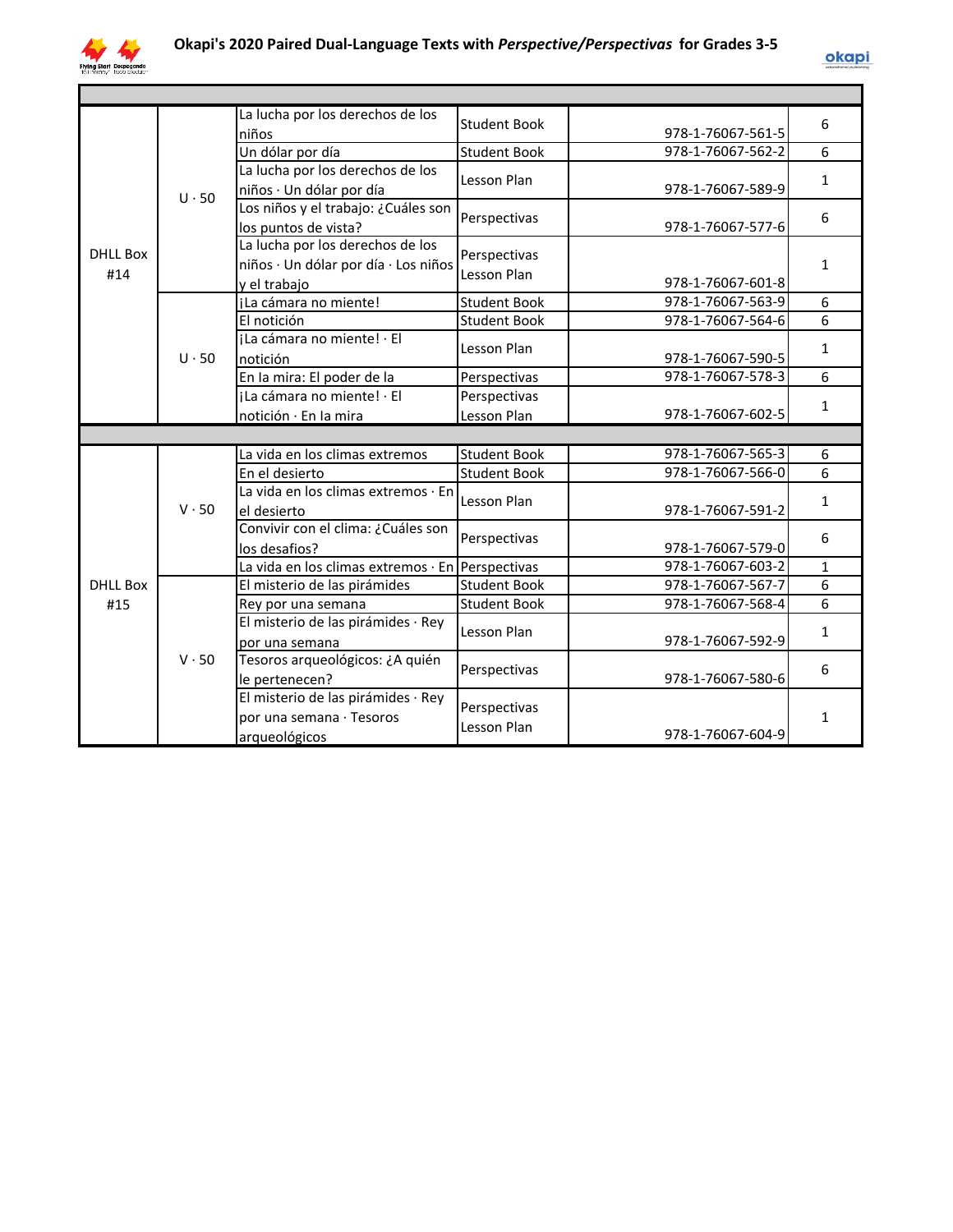# Okapi's 2020 Paired Dual-Language Texts with *Perspective/Perspectivas* for Grades 3-5

| | | | | | |
|---|---|---|---|---|---|
| DHLL Box #14 | U · 50 | La lucha por los derechos de los niños | Student Book | 978-1-76067-561-5 | 6 |
| | | Un dólar por día | Student Book | 978-1-76067-562-2 | 6 |
| | | La lucha por los derechos de los niños · Un dólar por día | Lesson Plan | 978-1-76067-589-9 | 1 |
| | | Los niños y el trabajo: ¿Cuáles son los puntos de vista? | Perspectivas | 978-1-76067-577-6 | 6 |
| | | La lucha por los derechos de los niños · Un dólar por día · Los niños y el trabajo | Perspectivas Lesson Plan | 978-1-76067-601-8 | 1 |
| | U · 50 | ¡La cámara no miente! | Student Book | 978-1-76067-563-9 | 6 |
| | | El notición | Student Book | 978-1-76067-564-6 | 6 |
| | | ¡La cámara no miente! · El notición | Lesson Plan | 978-1-76067-590-5 | 1 |
| | | En la mira: El poder de la | Perspectivas | 978-1-76067-578-3 | 6 |
| | | ¡La cámara no miente! · El notición · En la mira | Perspectivas Lesson Plan | 978-1-76067-602-5 | 1 |
| DHLL Box #15 | V · 50 | La vida en los climas extremos | Student Book | 978-1-76067-565-3 | 6 |
| | | En el desierto | Student Book | 978-1-76067-566-0 | 6 |
| | | La vida en los climas extremos · En el desierto | Lesson Plan | 978-1-76067-591-2 | 1 |
| | | Convivir con el clima: ¿Cuáles son los desafíos? | Perspectivas | 978-1-76067-579-0 | 6 |
| | | La vida en los climas extremos · En | Perspectivas | 978-1-76067-603-2 | 1 |
| | V · 50 | El misterio de las pirámides | Student Book | 978-1-76067-567-7 | 6 |
| | | Rey por una semana | Student Book | 978-1-76067-568-4 | 6 |
| | | El misterio de las pirámides · Rey por una semana | Lesson Plan | 978-1-76067-592-9 | 1 |
| | | Tesoros arqueológicos: ¿A quién le pertenecen? | Perspectivas | 978-1-76067-580-6 | 6 |
| | | El misterio de las pirámides · Rey por una semana · Tesoros arqueológicos | Perspectivas Lesson Plan | 978-1-76067-604-9 | 1 |